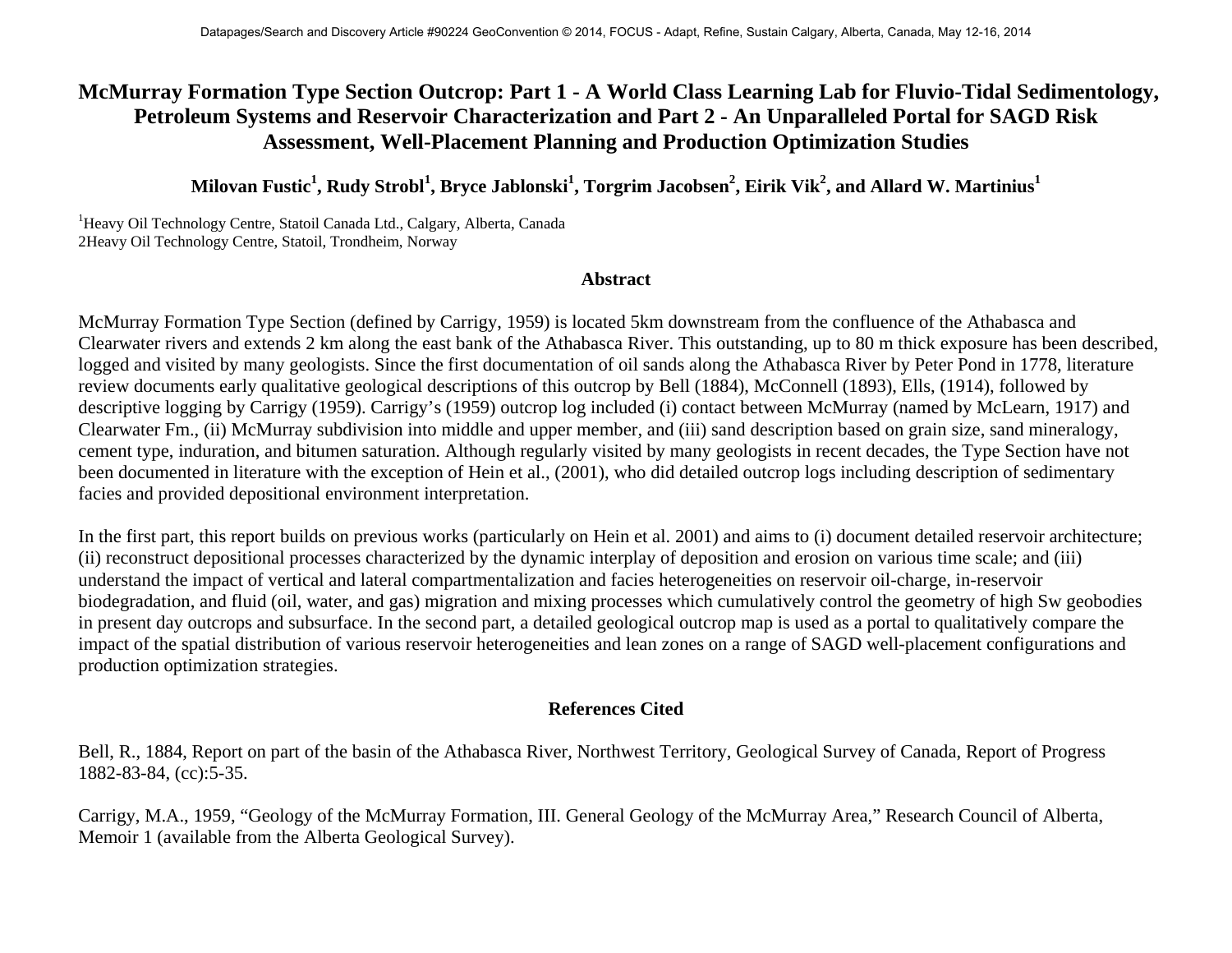# McMurray Formation Type Section Outcrop: Part 1 - A World Class Learning Lab for Fluvio-Tidal Sedimentology, Petroleum Systems and Reservoir Characterization and Part 2 - An Unparalleled Portal for SAGD Risk Assessment, Well-Placement Planning and Production Optimization Studies

**Milovan Fustic[1], Rudy Strobl[1], Bryce Jablonski[1], Torgrim Jacobsen[2], Eirik Vik[2], and Allard W. Martinius[1]**

[1]Heavy Oil Technology Centre, Statoil Canada Ltd., Calgary, Alberta, Canada
2Heavy Oil Technology Centre, Statoil, Trondheim, Norway

## Abstract

McMurray Formation Type Section (defined by Carrigy, 1959) is located 5km downstream from the confluence of the Athabasca and Clearwater rivers and extends 2 km along the east bank of the Athabasca River. This outstanding, up to 80 m thick exposure has been described, logged and visited by many geologists. Since the first documentation of oil sands along the Athabasca River by Peter Pond in 1778, literature review documents early qualitative geological descriptions of this outcrop by Bell (1884), McConnell (1893), Ells, (1914), followed by descriptive logging by Carrigy (1959). Carrigy's (1959) outcrop log included (i) contact between McMurray (named by McLearn, 1917) and Clearwater Fm., (ii) McMurray subdivision into middle and upper member, and (iii) sand description based on grain size, sand mineralogy, cement type, induration, and bitumen saturation. Although regularly visited by many geologists in recent decades, the Type Section have not been documented in literature with the exception of Hein et al., (2001), who did detailed outcrop logs including description of sedimentary facies and provided depositional environment interpretation.

In the first part, this report builds on previous works (particularly on Hein et al. 2001) and aims to (i) document detailed reservoir architecture; (ii) reconstruct depositional processes characterized by the dynamic interplay of deposition and erosion on various time scale; and (iii) understand the impact of vertical and lateral compartmentalization and facies heterogeneities on reservoir oil-charge, in-reservoir biodegradation, and fluid (oil, water, and gas) migration and mixing processes which cumulatively control the geometry of high Sw geobodies in present day outcrops and subsurface. In the second part, a detailed geological outcrop map is used as a portal to qualitatively compare the impact of the spatial distribution of various reservoir heterogeneities and lean zones on a range of SAGD well-placement configurations and production optimization strategies.

## References Cited

Bell, R., 1884, Report on part of the basin of the Athabasca River, Northwest Territory, Geological Survey of Canada, Report of Progress 1882-83-84, (cc):5-35.

Carrigy, M.A., 1959, "Geology of the McMurray Formation, III. General Geology of the McMurray Area," Research Council of Alberta, Memoir 1 (available from the Alberta Geological Survey).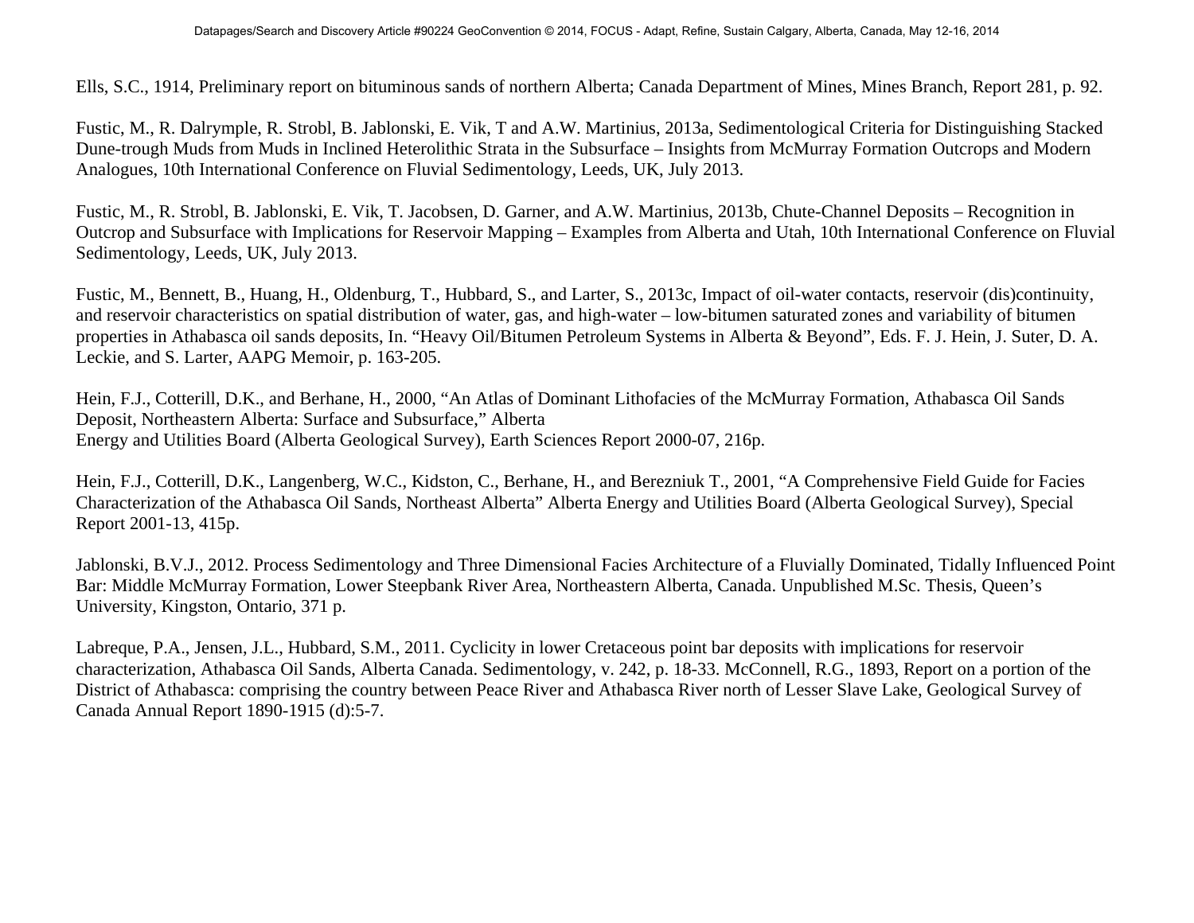Ells, S.C., 1914, Preliminary report on bituminous sands of northern Alberta; Canada Department of Mines, Mines Branch, Report 281, p. 92.

Fustic, M., R. Dalrymple, R. Strobl, B. Jablonski, E. Vik, T and A.W. Martinius, 2013a, Sedimentological Criteria for Distinguishing Stacked Dune-trough Muds from Muds in Inclined Heterolithic Strata in the Subsurface – Insights from McMurray Formation Outcrops and Modern Analogues, 10th International Conference on Fluvial Sedimentology, Leeds, UK, July 2013.

Fustic, M., R. Strobl, B. Jablonski, E. Vik, T. Jacobsen, D. Garner, and A.W. Martinius, 2013b, Chute-Channel Deposits – Recognition in Outcrop and Subsurface with Implications for Reservoir Mapping – Examples from Alberta and Utah, 10th International Conference on Fluvial Sedimentology, Leeds, UK, July 2013.

Fustic, M., Bennett, B., Huang, H., Oldenburg, T., Hubbard, S., and Larter, S., 2013c, Impact of oil-water contacts, reservoir (dis)continuity, and reservoir characteristics on spatial distribution of water, gas, and high-water – low-bitumen saturated zones and variability of bitumen properties in Athabasca oil sands deposits, In. "Heavy Oil/Bitumen Petroleum Systems in Alberta & Beyond", Eds. F. J. Hein, J. Suter, D. A. Leckie, and S. Larter, AAPG Memoir, p. 163-205.

Hein, F.J., Cotterill, D.K., and Berhane, H., 2000, "An Atlas of Dominant Lithofacies of the McMurray Formation, Athabasca Oil Sands Deposit, Northeastern Alberta: Surface and Subsurface," Alberta
Energy and Utilities Board (Alberta Geological Survey), Earth Sciences Report 2000-07, 216p.

Hein, F.J., Cotterill, D.K., Langenberg, W.C., Kidston, C., Berhane, H., and Berezniuk T., 2001, "A Comprehensive Field Guide for Facies Characterization of the Athabasca Oil Sands, Northeast Alberta" Alberta Energy and Utilities Board (Alberta Geological Survey), Special Report 2001-13, 415p.

Jablonski, B.V.J., 2012. Process Sedimentology and Three Dimensional Facies Architecture of a Fluvially Dominated, Tidally Influenced Point Bar: Middle McMurray Formation, Lower Steepbank River Area, Northeastern Alberta, Canada. Unpublished M.Sc. Thesis, Queen's University, Kingston, Ontario, 371 p.

Labreque, P.A., Jensen, J.L., Hubbard, S.M., 2011. Cyclicity in lower Cretaceous point bar deposits with implications for reservoir characterization, Athabasca Oil Sands, Alberta Canada. Sedimentology, v. 242, p. 18-33. McConnell, R.G., 1893, Report on a portion of the District of Athabasca: comprising the country between Peace River and Athabasca River north of Lesser Slave Lake, Geological Survey of Canada Annual Report 1890-1915 (d):5-7.